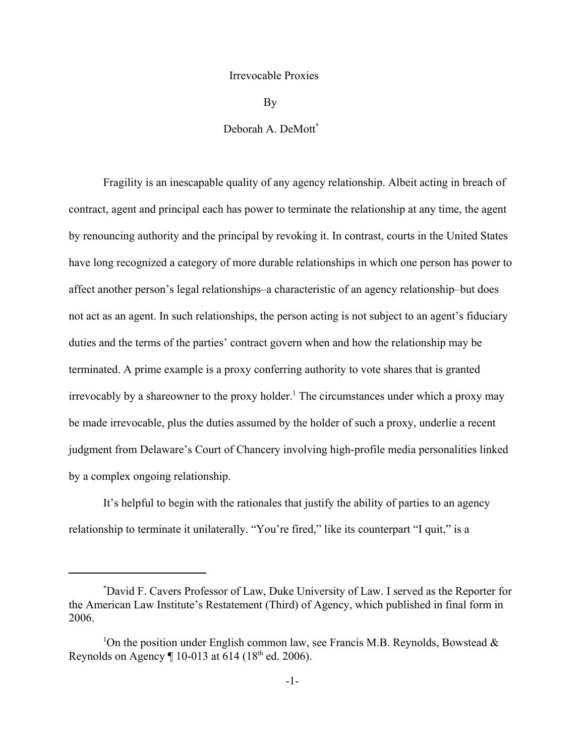# Irrevocable Proxies

By

Deborah A. DeMott[*]

Fragility is an inescapable quality of any agency relationship. Albeit acting in breach of contract, agent and principal each has power to terminate the relationship at any time, the agent by renouncing authority and the principal by revoking it. In contrast, courts in the United States have long recognized a category of more durable relationships in which one person has power to affect another person's legal relationships–a characteristic of an agency relationship–but does not act as an agent. In such relationships, the person acting is not subject to an agent's fiduciary duties and the terms of the parties' contract govern when and how the relationship may be terminated. A prime example is a proxy conferring authority to vote shares that is granted irrevocably by a shareowner to the proxy holder.[1] The circumstances under which a proxy may be made irrevocable, plus the duties assumed by the holder of such a proxy, underlie a recent judgment from Delaware's Court of Chancery involving high-profile media personalities linked by a complex ongoing relationship.

It's helpful to begin with the rationales that justify the ability of parties to an agency relationship to terminate it unilaterally. "You're fired," like its counterpart "I quit," is a

---

[*] David F. Cavers Professor of Law, Duke University of Law. I served as the Reporter for the American Law Institute's Restatement (Third) of Agency, which published in final form in 2006.

[1] On the position under English common law, see Francis M.B. Reynolds, Bowstead & Reynolds on Agency ¶ 10-013 at 614 (18th ed. 2006).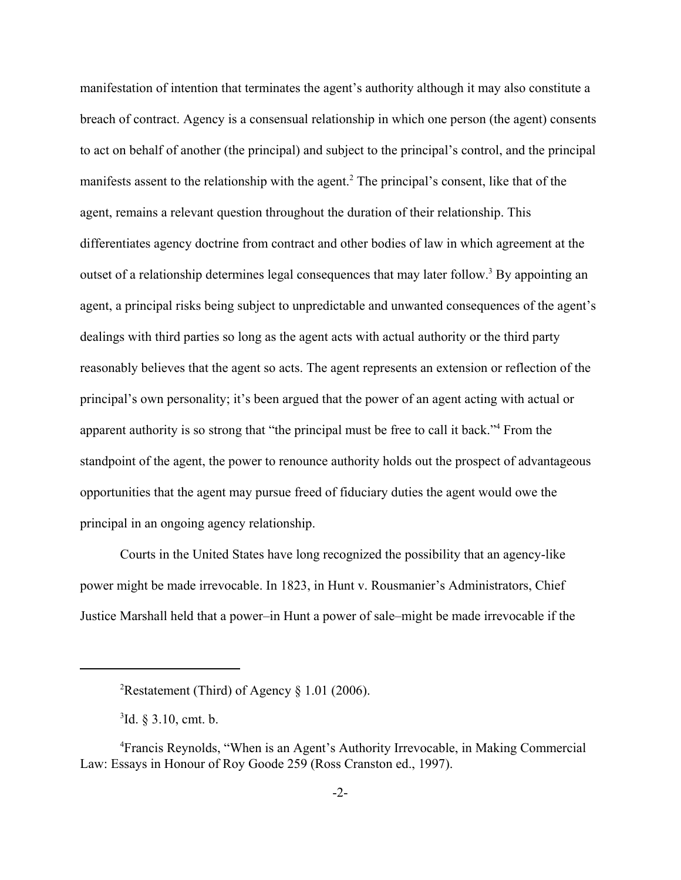manifestation of intention that terminates the agent's authority although it may also constitute a breach of contract. Agency is a consensual relationship in which one person (the agent) consents to act on behalf of another (the principal) and subject to the principal's control, and the principal manifests assent to the relationship with the agent.[2] The principal's consent, like that of the agent, remains a relevant question throughout the duration of their relationship. This differentiates agency doctrine from contract and other bodies of law in which agreement at the outset of a relationship determines legal consequences that may later follow.[3] By appointing an agent, a principal risks being subject to unpredictable and unwanted consequences of the agent's dealings with third parties so long as the agent acts with actual authority or the third party reasonably believes that the agent so acts. The agent represents an extension or reflection of the principal's own personality; it's been argued that the power of an agent acting with actual or apparent authority is so strong that "the principal must be free to call it back."[4] From the standpoint of the agent, the power to renounce authority holds out the prospect of advantageous opportunities that the agent may pursue freed of fiduciary duties the agent would owe the principal in an ongoing agency relationship.

Courts in the United States have long recognized the possibility that an agency-like power might be made irrevocable. In 1823, in Hunt v. Rousmanier's Administrators, Chief Justice Marshall held that a power–in Hunt a power of sale–might be made irrevocable if the

---

[2] Restatement (Third) of Agency § 1.01 (2006).

[3] Id. § 3.10, cmt. b.

[4] Francis Reynolds, "When is an Agent's Authority Irrevocable, in Making Commercial Law: Essays in Honour of Roy Goode 259 (Ross Cranston ed., 1997).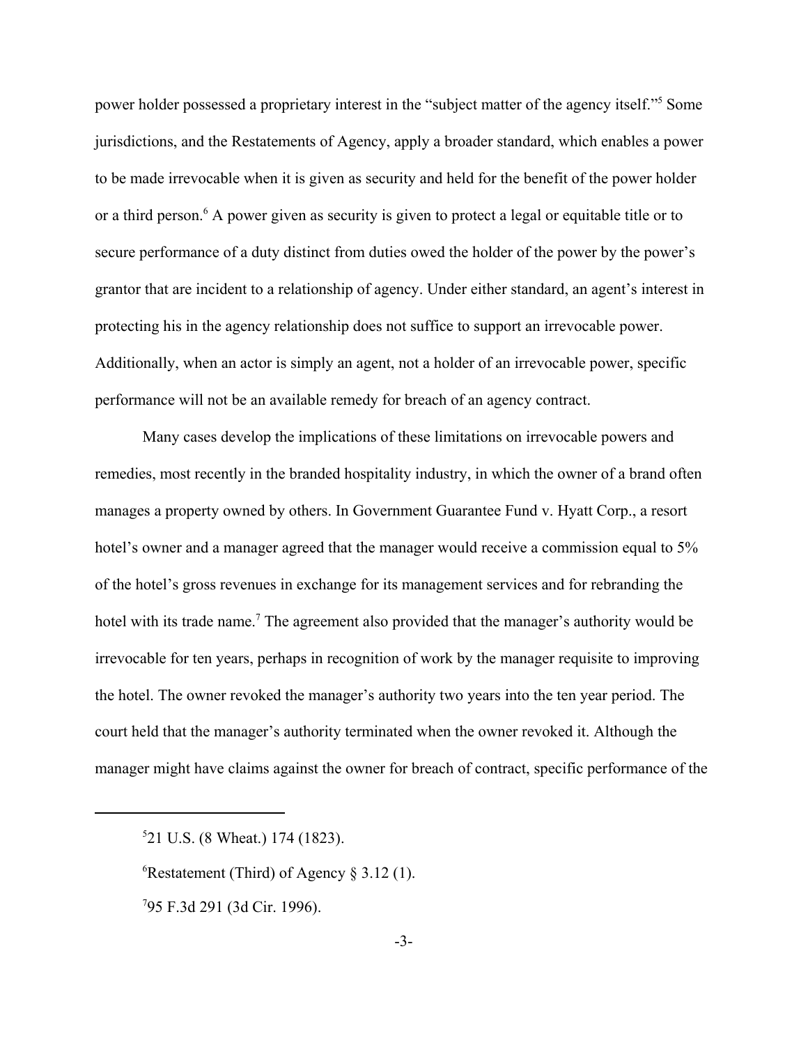power holder possessed a proprietary interest in the "subject matter of the agency itself."[5] Some jurisdictions, and the Restatements of Agency, apply a broader standard, which enables a power to be made irrevocable when it is given as security and held for the benefit of the power holder or a third person.[6] A power given as security is given to protect a legal or equitable title or to secure performance of a duty distinct from duties owed the holder of the power by the power's grantor that are incident to a relationship of agency. Under either standard, an agent's interest in protecting his in the agency relationship does not suffice to support an irrevocable power. Additionally, when an actor is simply an agent, not a holder of an irrevocable power, specific performance will not be an available remedy for breach of an agency contract.

Many cases develop the implications of these limitations on irrevocable powers and remedies, most recently in the branded hospitality industry, in which the owner of a brand often manages a property owned by others. In Government Guarantee Fund v. Hyatt Corp., a resort hotel's owner and a manager agreed that the manager would receive a commission equal to 5% of the hotel's gross revenues in exchange for its management services and for rebranding the hotel with its trade name.[7] The agreement also provided that the manager's authority would be irrevocable for ten years, perhaps in recognition of work by the manager requisite to improving the hotel. The owner revoked the manager's authority two years into the ten year period. The court held that the manager's authority terminated when the owner revoked it. Although the manager might have claims against the owner for breach of contract, specific performance of the

---

[5] 21 U.S. (8 Wheat.) 174 (1823).

[6] Restatement (Third) of Agency § 3.12 (1).

[7] 95 F.3d 291 (3d Cir. 1996).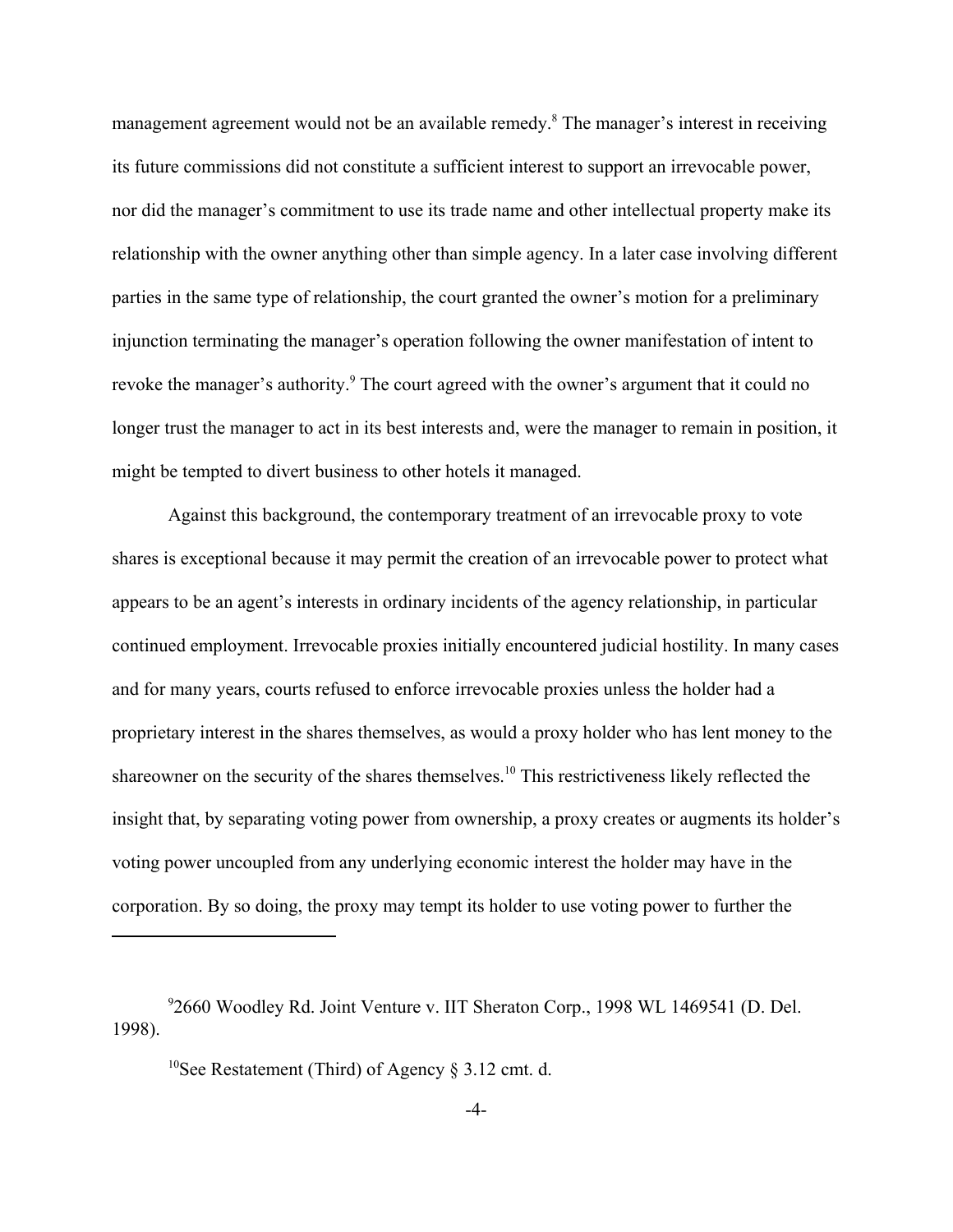management agreement would not be an available remedy.[8] The manager's interest in receiving its future commissions did not constitute a sufficient interest to support an irrevocable power, nor did the manager's commitment to use its trade name and other intellectual property make its relationship with the owner anything other than simple agency. In a later case involving different parties in the same type of relationship, the court granted the owner's motion for a preliminary injunction terminating the manager's operation following the owner manifestation of intent to revoke the manager's authority.[9] The court agreed with the owner's argument that it could no longer trust the manager to act in its best interests and, were the manager to remain in position, it might be tempted to divert business to other hotels it managed.

Against this background, the contemporary treatment of an irrevocable proxy to vote shares is exceptional because it may permit the creation of an irrevocable power to protect what appears to be an agent's interests in ordinary incidents of the agency relationship, in particular continued employment. Irrevocable proxies initially encountered judicial hostility. In many cases and for many years, courts refused to enforce irrevocable proxies unless the holder had a proprietary interest in the shares themselves, as would a proxy holder who has lent money to the shareowner on the security of the shares themselves.[10] This restrictiveness likely reflected the insight that, by separating voting power from ownership, a proxy creates or augments its holder's voting power uncoupled from any underlying economic interest the holder may have in the corporation. By so doing, the proxy may tempt its holder to use voting power to further the

---

[9] 2660 Woodley Rd. Joint Venture v. IIT Sheraton Corp., 1998 WL 1469541 (D. Del. 1998).

[10] See Restatement (Third) of Agency § 3.12 cmt. d.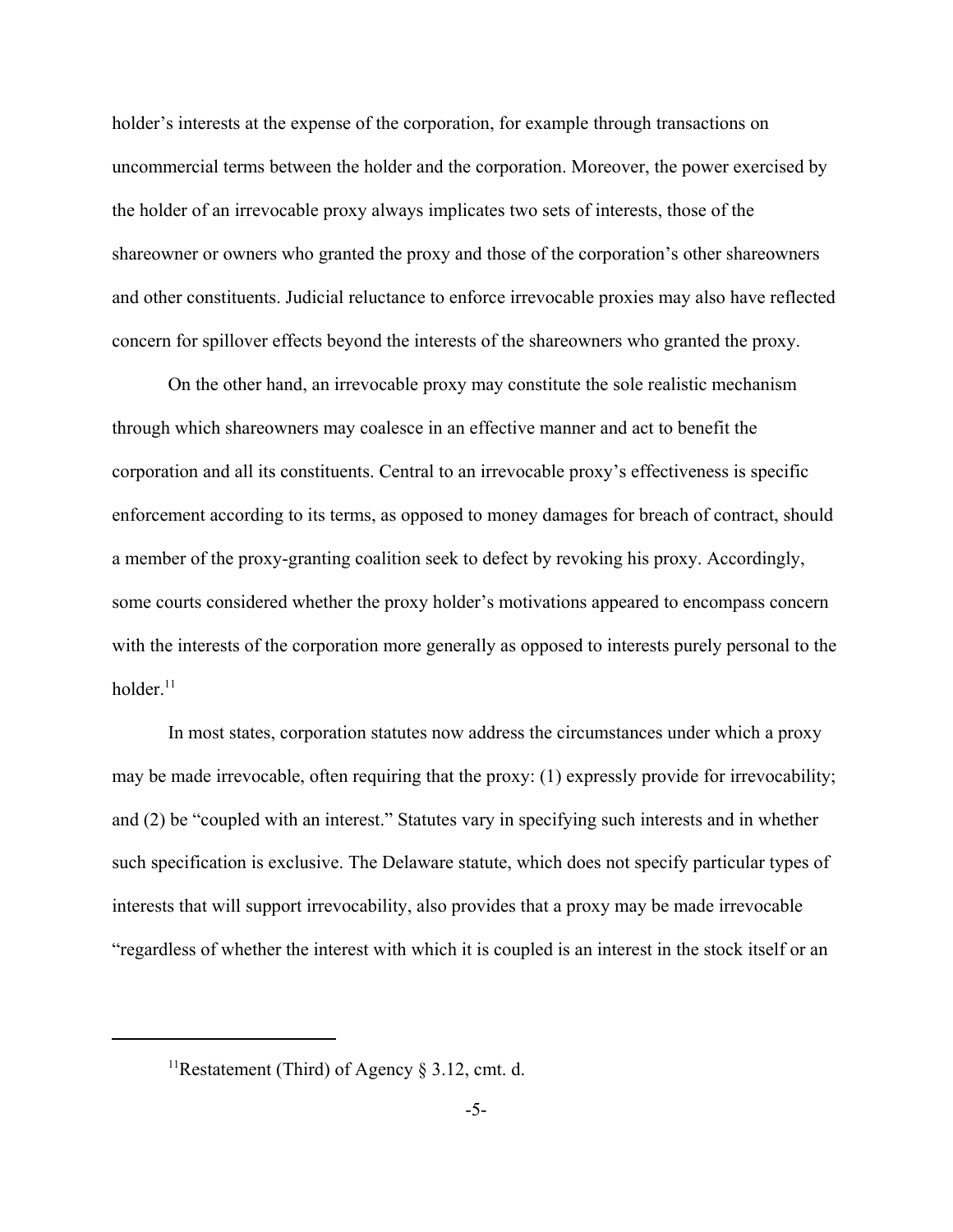holder's interests at the expense of the corporation, for example through transactions on uncommercial terms between the holder and the corporation. Moreover, the power exercised by the holder of an irrevocable proxy always implicates two sets of interests, those of the shareowner or owners who granted the proxy and those of the corporation's other shareowners and other constituents. Judicial reluctance to enforce irrevocable proxies may also have reflected concern for spillover effects beyond the interests of the shareowners who granted the proxy.

On the other hand, an irrevocable proxy may constitute the sole realistic mechanism through which shareowners may coalesce in an effective manner and act to benefit the corporation and all its constituents. Central to an irrevocable proxy's effectiveness is specific enforcement according to its terms, as opposed to money damages for breach of contract, should a member of the proxy-granting coalition seek to defect by revoking his proxy. Accordingly, some courts considered whether the proxy holder's motivations appeared to encompass concern with the interests of the corporation more generally as opposed to interests purely personal to the holder.[11]

In most states, corporation statutes now address the circumstances under which a proxy may be made irrevocable, often requiring that the proxy: (1) expressly provide for irrevocability; and (2) be "coupled with an interest." Statutes vary in specifying such interests and in whether such specification is exclusive. The Delaware statute, which does not specify particular types of interests that will support irrevocability, also provides that a proxy may be made irrevocable "regardless of whether the interest with which it is coupled is an interest in the stock itself or an

---

[11] Restatement (Third) of Agency § 3.12, cmt. d.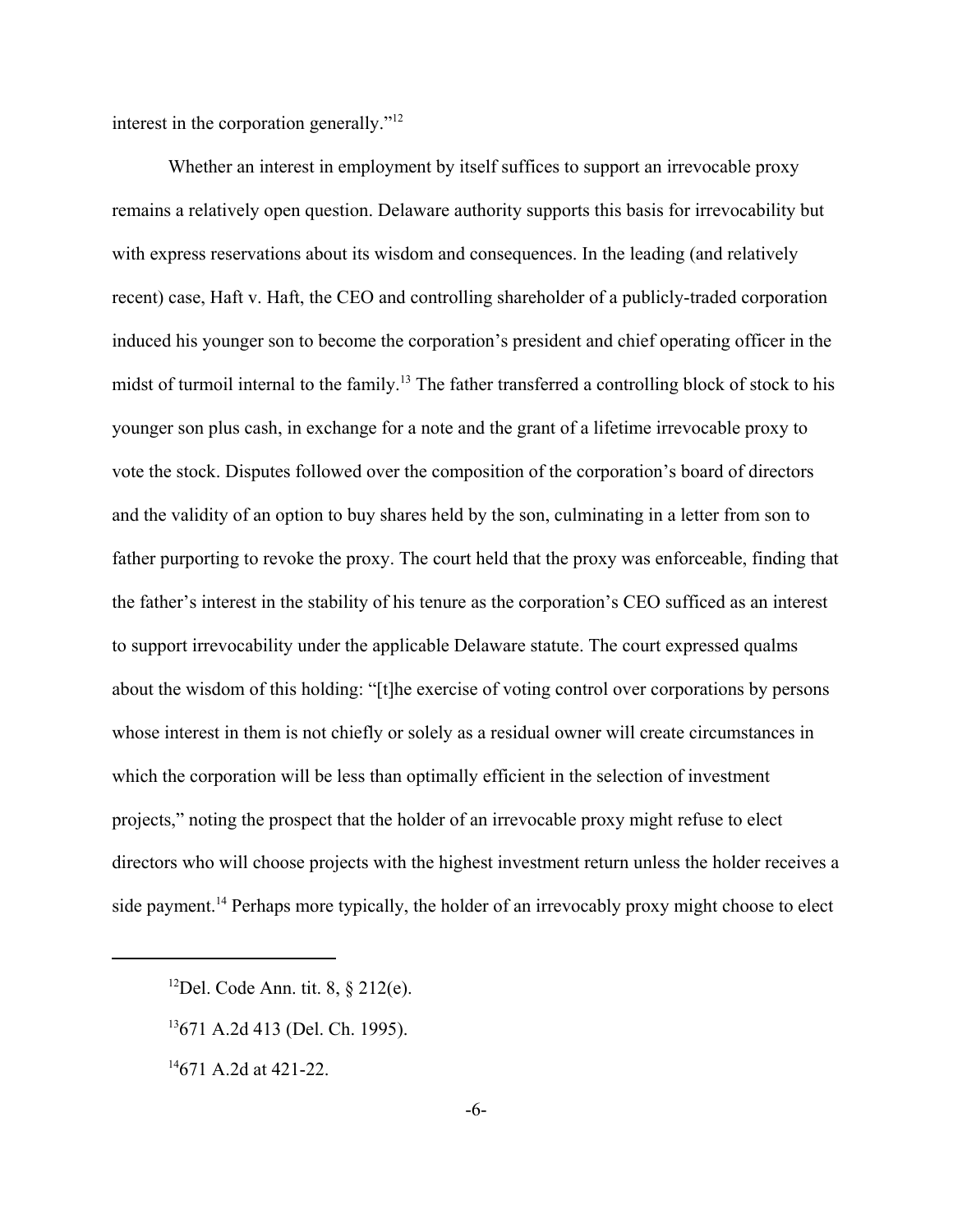interest in the corporation generally."[12]

Whether an interest in employment by itself suffices to support an irrevocable proxy remains a relatively open question. Delaware authority supports this basis for irrevocability but with express reservations about its wisdom and consequences. In the leading (and relatively recent) case, Haft v. Haft, the CEO and controlling shareholder of a publicly-traded corporation induced his younger son to become the corporation's president and chief operating officer in the midst of turmoil internal to the family.[13] The father transferred a controlling block of stock to his younger son plus cash, in exchange for a note and the grant of a lifetime irrevocable proxy to vote the stock. Disputes followed over the composition of the corporation's board of directors and the validity of an option to buy shares held by the son, culminating in a letter from son to father purporting to revoke the proxy. The court held that the proxy was enforceable, finding that the father's interest in the stability of his tenure as the corporation's CEO sufficed as an interest to support irrevocability under the applicable Delaware statute. The court expressed qualms about the wisdom of this holding: "[t]he exercise of voting control over corporations by persons whose interest in them is not chiefly or solely as a residual owner will create circumstances in which the corporation will be less than optimally efficient in the selection of investment projects," noting the prospect that the holder of an irrevocable proxy might refuse to elect directors who will choose projects with the highest investment return unless the holder receives a side payment.[14] Perhaps more typically, the holder of an irrevocably proxy might choose to elect

---

[12] Del. Code Ann. tit. 8, § 212(e).

[13] 671 A.2d 413 (Del. Ch. 1995).

[14] 671 A.2d at 421-22.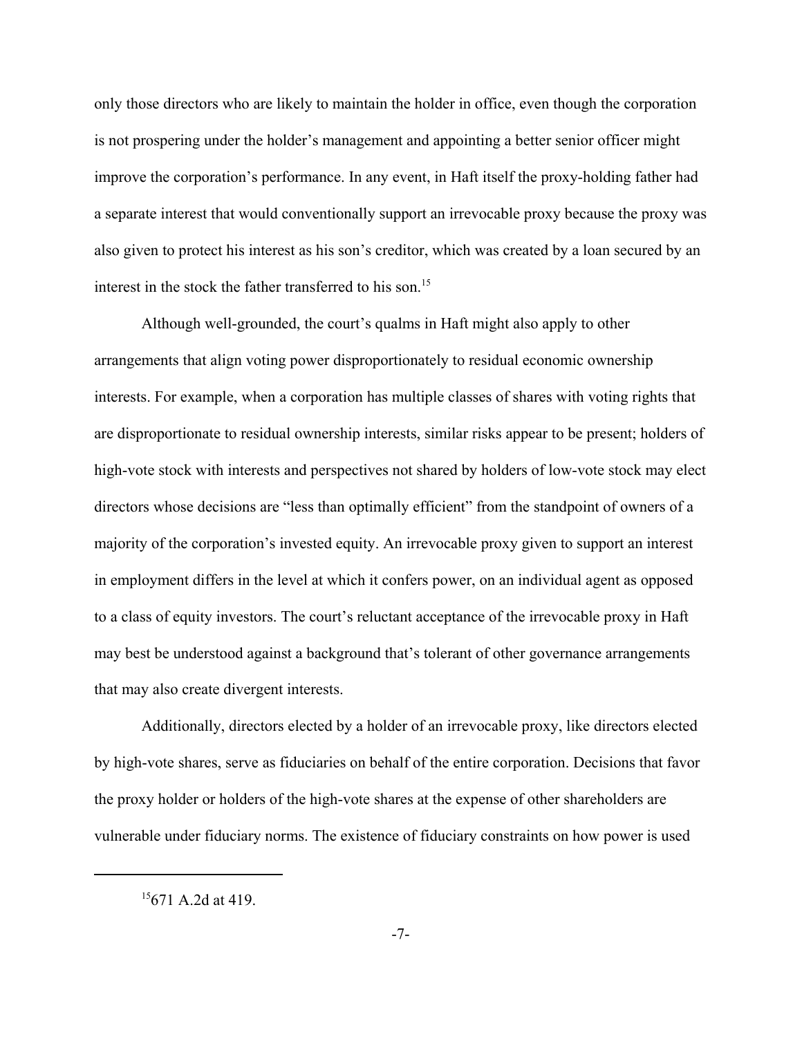only those directors who are likely to maintain the holder in office, even though the corporation is not prospering under the holder's management and appointing a better senior officer might improve the corporation's performance. In any event, in Haft itself the proxy-holding father had a separate interest that would conventionally support an irrevocable proxy because the proxy was also given to protect his interest as his son's creditor, which was created by a loan secured by an interest in the stock the father transferred to his son.[15]

Although well-grounded, the court's qualms in Haft might also apply to other arrangements that align voting power disproportionately to residual economic ownership interests. For example, when a corporation has multiple classes of shares with voting rights that are disproportionate to residual ownership interests, similar risks appear to be present; holders of high-vote stock with interests and perspectives not shared by holders of low-vote stock may elect directors whose decisions are "less than optimally efficient" from the standpoint of owners of a majority of the corporation's invested equity. An irrevocable proxy given to support an interest in employment differs in the level at which it confers power, on an individual agent as opposed to a class of equity investors. The court's reluctant acceptance of the irrevocable proxy in Haft may best be understood against a background that's tolerant of other governance arrangements that may also create divergent interests.

Additionally, directors elected by a holder of an irrevocable proxy, like directors elected by high-vote shares, serve as fiduciaries on behalf of the entire corporation. Decisions that favor the proxy holder or holders of the high-vote shares at the expense of other shareholders are vulnerable under fiduciary norms. The existence of fiduciary constraints on how power is used

---

[15] 671 A.2d at 419.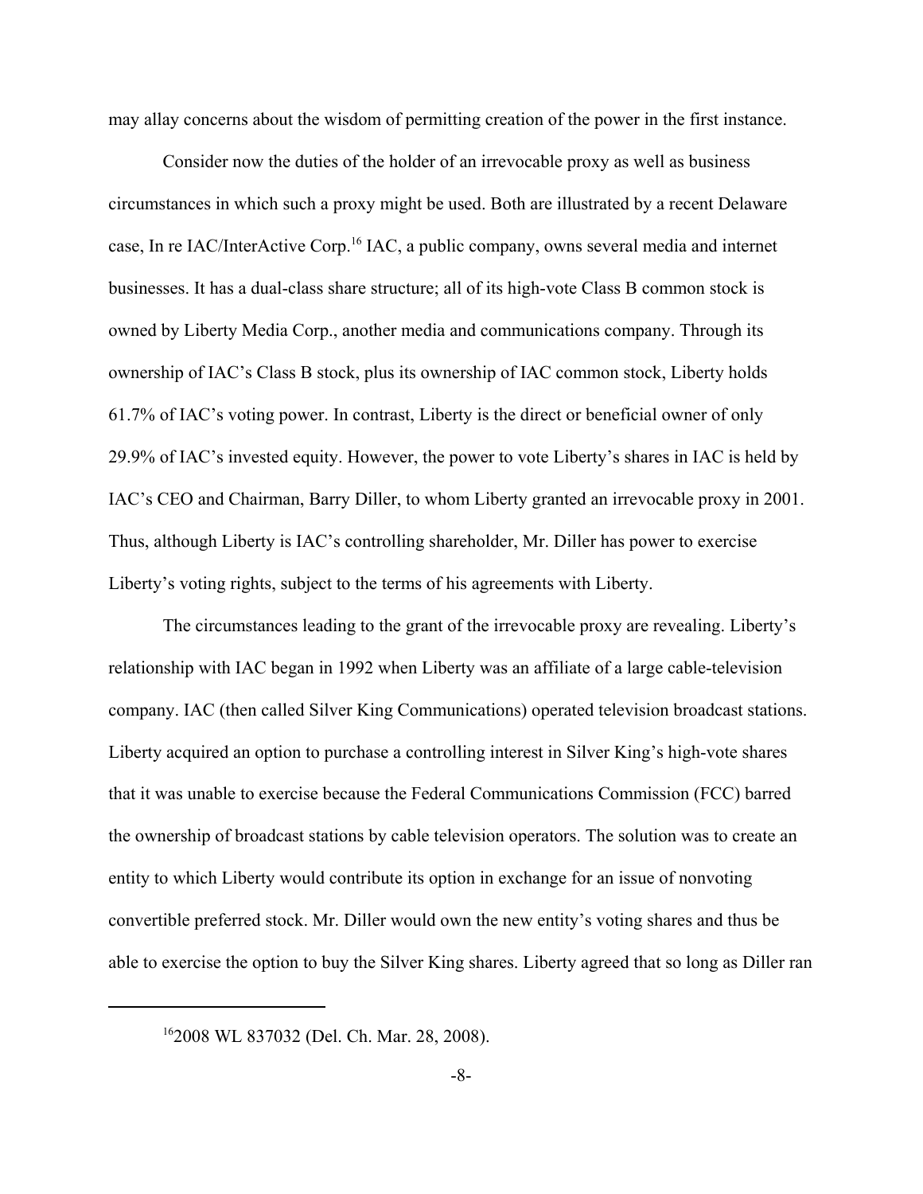may allay concerns about the wisdom of permitting creation of the power in the first instance.

Consider now the duties of the holder of an irrevocable proxy as well as business circumstances in which such a proxy might be used. Both are illustrated by a recent Delaware case, In re IAC/InterActive Corp.[16] IAC, a public company, owns several media and internet businesses. It has a dual-class share structure; all of its high-vote Class B common stock is owned by Liberty Media Corp., another media and communications company. Through its ownership of IAC's Class B stock, plus its ownership of IAC common stock, Liberty holds 61.7% of IAC's voting power. In contrast, Liberty is the direct or beneficial owner of only 29.9% of IAC's invested equity. However, the power to vote Liberty's shares in IAC is held by IAC's CEO and Chairman, Barry Diller, to whom Liberty granted an irrevocable proxy in 2001. Thus, although Liberty is IAC's controlling shareholder, Mr. Diller has power to exercise Liberty's voting rights, subject to the terms of his agreements with Liberty.

The circumstances leading to the grant of the irrevocable proxy are revealing. Liberty's relationship with IAC began in 1992 when Liberty was an affiliate of a large cable-television company. IAC (then called Silver King Communications) operated television broadcast stations. Liberty acquired an option to purchase a controlling interest in Silver King's high-vote shares that it was unable to exercise because the Federal Communications Commission (FCC) barred the ownership of broadcast stations by cable television operators. The solution was to create an entity to which Liberty would contribute its option in exchange for an issue of nonvoting convertible preferred stock. Mr. Diller would own the new entity's voting shares and thus be able to exercise the option to buy the Silver King shares. Liberty agreed that so long as Diller ran

[16] 2008 WL 837032 (Del. Ch. Mar. 28, 2008).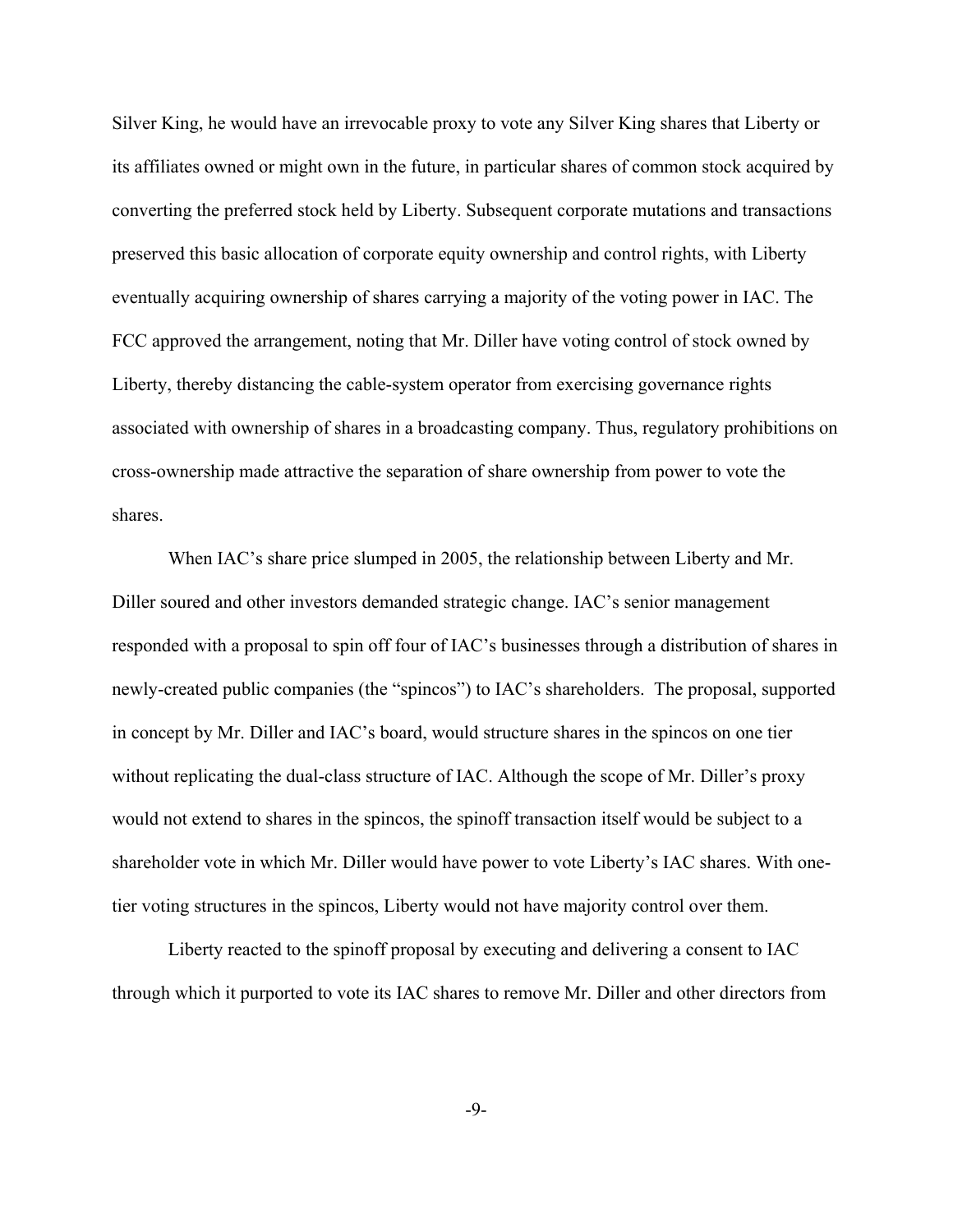Silver King, he would have an irrevocable proxy to vote any Silver King shares that Liberty or its affiliates owned or might own in the future, in particular shares of common stock acquired by converting the preferred stock held by Liberty. Subsequent corporate mutations and transactions preserved this basic allocation of corporate equity ownership and control rights, with Liberty eventually acquiring ownership of shares carrying a majority of the voting power in IAC. The FCC approved the arrangement, noting that Mr. Diller have voting control of stock owned by Liberty, thereby distancing the cable-system operator from exercising governance rights associated with ownership of shares in a broadcasting company. Thus, regulatory prohibitions on cross-ownership made attractive the separation of share ownership from power to vote the shares.

When IAC's share price slumped in 2005, the relationship between Liberty and Mr. Diller soured and other investors demanded strategic change. IAC's senior management responded with a proposal to spin off four of IAC's businesses through a distribution of shares in newly-created public companies (the "spincos") to IAC's shareholders. The proposal, supported in concept by Mr. Diller and IAC's board, would structure shares in the spincos on one tier without replicating the dual-class structure of IAC. Although the scope of Mr. Diller's proxy would not extend to shares in the spincos, the spinoff transaction itself would be subject to a shareholder vote in which Mr. Diller would have power to vote Liberty's IAC shares. With one-tier voting structures in the spincos, Liberty would not have majority control over them.

Liberty reacted to the spinoff proposal by executing and delivering a consent to IAC through which it purported to vote its IAC shares to remove Mr. Diller and other directors from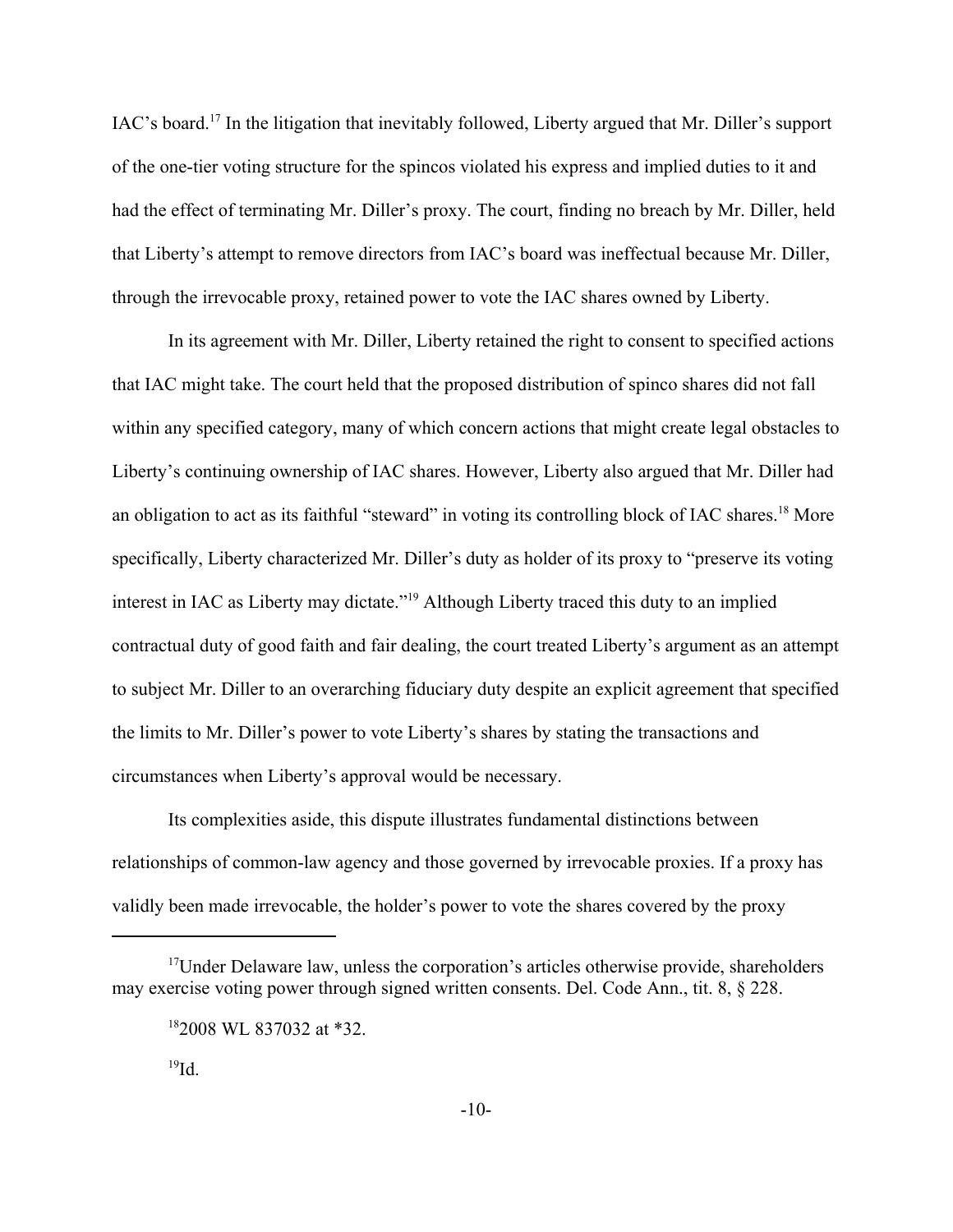IAC's board.[17] In the litigation that inevitably followed, Liberty argued that Mr. Diller's support of the one-tier voting structure for the spincos violated his express and implied duties to it and had the effect of terminating Mr. Diller's proxy. The court, finding no breach by Mr. Diller, held that Liberty's attempt to remove directors from IAC's board was ineffectual because Mr. Diller, through the irrevocable proxy, retained power to vote the IAC shares owned by Liberty.

In its agreement with Mr. Diller, Liberty retained the right to consent to specified actions that IAC might take. The court held that the proposed distribution of spinco shares did not fall within any specified category, many of which concern actions that might create legal obstacles to Liberty's continuing ownership of IAC shares. However, Liberty also argued that Mr. Diller had an obligation to act as its faithful "steward" in voting its controlling block of IAC shares.[18] More specifically, Liberty characterized Mr. Diller's duty as holder of its proxy to "preserve its voting interest in IAC as Liberty may dictate."[19] Although Liberty traced this duty to an implied contractual duty of good faith and fair dealing, the court treated Liberty's argument as an attempt to subject Mr. Diller to an overarching fiduciary duty despite an explicit agreement that specified the limits to Mr. Diller's power to vote Liberty's shares by stating the transactions and circumstances when Liberty's approval would be necessary.

Its complexities aside, this dispute illustrates fundamental distinctions between relationships of common-law agency and those governed by irrevocable proxies. If a proxy has validly been made irrevocable, the holder's power to vote the shares covered by the proxy

---

[17] Under Delaware law, unless the corporation's articles otherwise provide, shareholders may exercise voting power through signed written consents. Del. Code Ann., tit. 8, § 228.

[18] 2008 WL 837032 at *32.

[19] Id.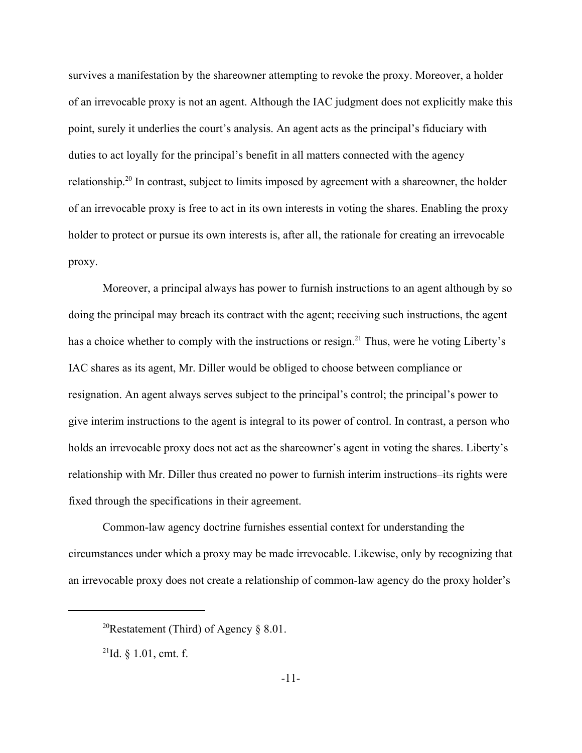survives a manifestation by the shareowner attempting to revoke the proxy. Moreover, a holder of an irrevocable proxy is not an agent. Although the IAC judgment does not explicitly make this point, surely it underlies the court's analysis. An agent acts as the principal's fiduciary with duties to act loyally for the principal's benefit in all matters connected with the agency relationship.[20] In contrast, subject to limits imposed by agreement with a shareowner, the holder of an irrevocable proxy is free to act in its own interests in voting the shares. Enabling the proxy holder to protect or pursue its own interests is, after all, the rationale for creating an irrevocable proxy.

Moreover, a principal always has power to furnish instructions to an agent although by so doing the principal may breach its contract with the agent; receiving such instructions, the agent has a choice whether to comply with the instructions or resign.[21] Thus, were he voting Liberty's IAC shares as its agent, Mr. Diller would be obliged to choose between compliance or resignation. An agent always serves subject to the principal's control; the principal's power to give interim instructions to the agent is integral to its power of control. In contrast, a person who holds an irrevocable proxy does not act as the shareowner's agent in voting the shares. Liberty's relationship with Mr. Diller thus created no power to furnish interim instructions–its rights were fixed through the specifications in their agreement.

Common-law agency doctrine furnishes essential context for understanding the circumstances under which a proxy may be made irrevocable. Likewise, only by recognizing that an irrevocable proxy does not create a relationship of common-law agency do the proxy holder's

---

[20] Restatement (Third) of Agency § 8.01.

[21] Id. § 1.01, cmt. f.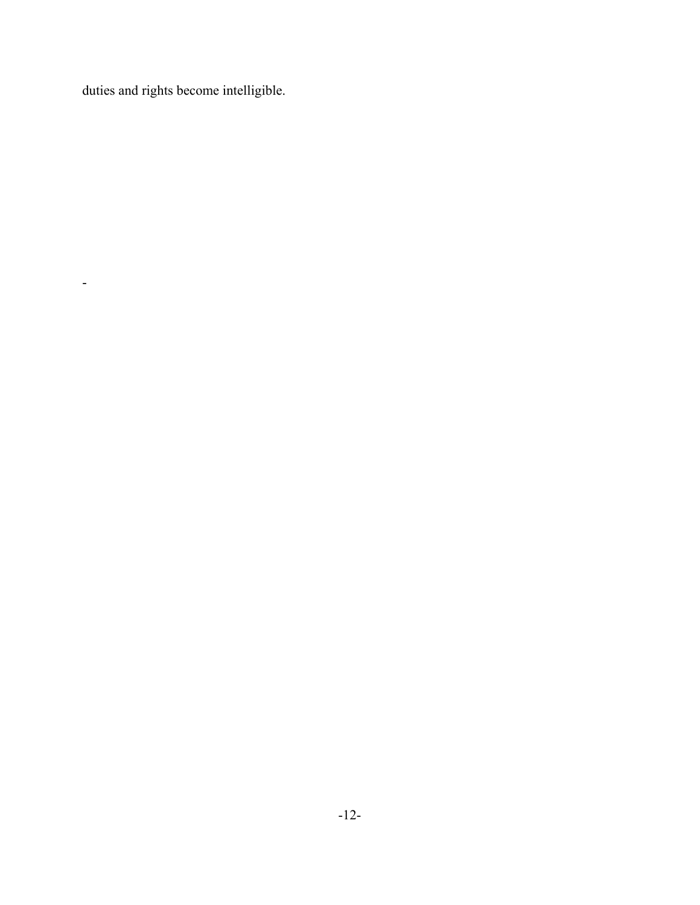duties and rights become intelligible.

-